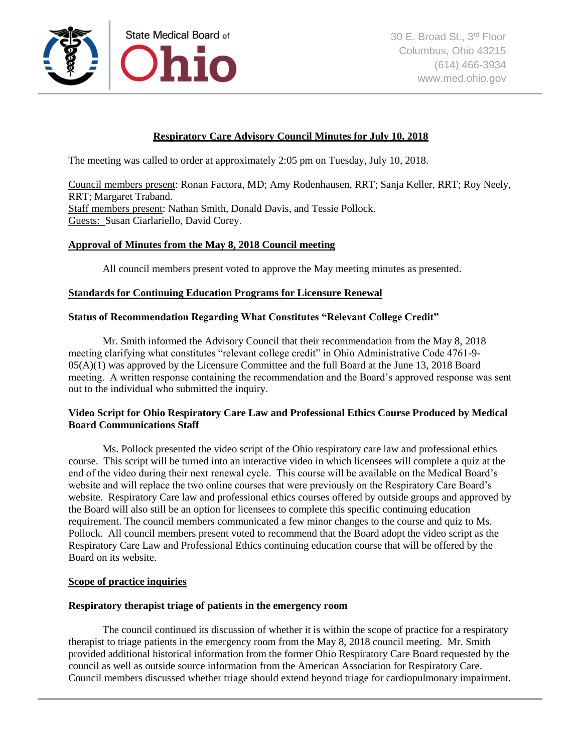State Medical Board of Ohio

30 E. Broad St., 3rd Floor
Columbus, Ohio 43215
(614) 466-3934
www.med.ohio.gov

# Respiratory Care Advisory Council Minutes for July 10, 2018

The meeting was called to order at approximately 2:05 pm on Tuesday, July 10, 2018.

Council members present: Ronan Factora, MD; Amy Rodenhausen, RRT; Sanja Keller, RRT; Roy Neely, RRT; Margaret Traband.
Staff members present: Nathan Smith, Donald Davis, and Tessie Pollock.
Guests: Susan Ciarlariello, David Corey.

## Approval of Minutes from the May 8, 2018 Council meeting

All council members present voted to approve the May meeting minutes as presented.

## Standards for Continuing Education Programs for Licensure Renewal

### Status of Recommendation Regarding What Constitutes "Relevant College Credit"

Mr. Smith informed the Advisory Council that their recommendation from the May 8, 2018 meeting clarifying what constitutes "relevant college credit" in Ohio Administrative Code 4761-9-05(A)(1) was approved by the Licensure Committee and the full Board at the June 13, 2018 Board meeting. A written response containing the recommendation and the Board's approved response was sent out to the individual who submitted the inquiry.

### Video Script for Ohio Respiratory Care Law and Professional Ethics Course Produced by Medical Board Communications Staff

Ms. Pollock presented the video script of the Ohio respiratory care law and professional ethics course. This script will be turned into an interactive video in which licensees will complete a quiz at the end of the video during their next renewal cycle. This course will be available on the Medical Board's website and will replace the two online courses that were previously on the Respiratory Care Board's website. Respiratory Care law and professional ethics courses offered by outside groups and approved by the Board will also still be an option for licensees to complete this specific continuing education requirement. The council members communicated a few minor changes to the course and quiz to Ms. Pollock. All council members present voted to recommend that the Board adopt the video script as the Respiratory Care Law and Professional Ethics continuing education course that will be offered by the Board on its website.

## Scope of practice inquiries

### Respiratory therapist triage of patients in the emergency room

The council continued its discussion of whether it is within the scope of practice for a respiratory therapist to triage patients in the emergency room from the May 8, 2018 council meeting. Mr. Smith provided additional historical information from the former Ohio Respiratory Care Board requested by the council as well as outside source information from the American Association for Respiratory Care. Council members discussed whether triage should extend beyond triage for cardiopulmonary impairment.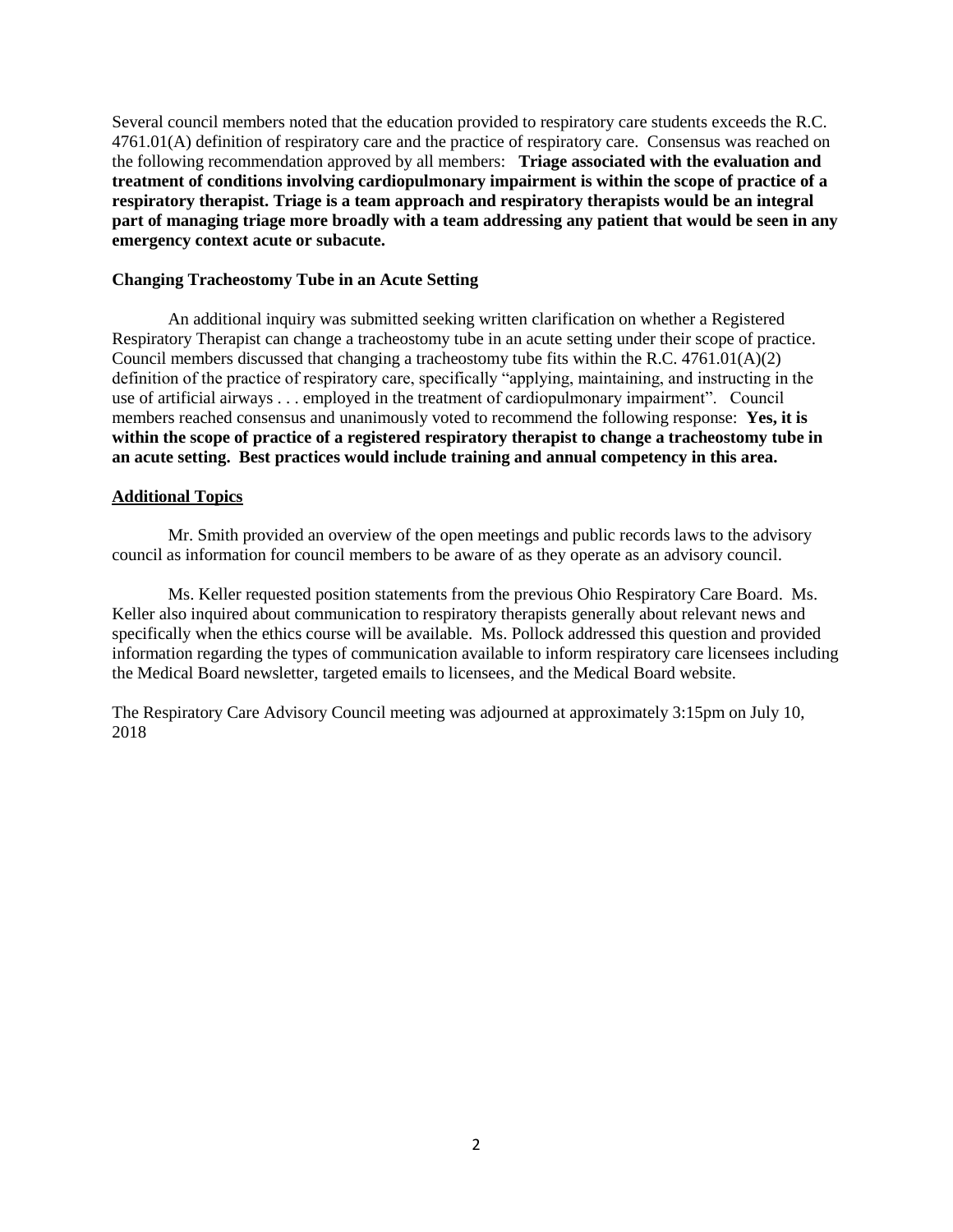Several council members noted that the education provided to respiratory care students exceeds the R.C. 4761.01(A) definition of respiratory care and the practice of respiratory care. Consensus was reached on the following recommendation approved by all members: **Triage associated with the evaluation and treatment of conditions involving cardiopulmonary impairment is within the scope of practice of a respiratory therapist. Triage is a team approach and respiratory therapists would be an integral part of managing triage more broadly with a team addressing any patient that would be seen in any emergency context acute or subacute.**

**Changing Tracheostomy Tube in an Acute Setting**

An additional inquiry was submitted seeking written clarification on whether a Registered Respiratory Therapist can change a tracheostomy tube in an acute setting under their scope of practice. Council members discussed that changing a tracheostomy tube fits within the R.C. 4761.01(A)(2) definition of the practice of respiratory care, specifically "applying, maintaining, and instructing in the use of artificial airways . . . employed in the treatment of cardiopulmonary impairment". Council members reached consensus and unanimously voted to recommend the following response: **Yes, it is within the scope of practice of a registered respiratory therapist to change a tracheostomy tube in an acute setting. Best practices would include training and annual competency in this area.**

**Additional Topics**

Mr. Smith provided an overview of the open meetings and public records laws to the advisory council as information for council members to be aware of as they operate as an advisory council.

Ms. Keller requested position statements from the previous Ohio Respiratory Care Board. Ms. Keller also inquired about communication to respiratory therapists generally about relevant news and specifically when the ethics course will be available. Ms. Pollock addressed this question and provided information regarding the types of communication available to inform respiratory care licensees including the Medical Board newsletter, targeted emails to licensees, and the Medical Board website.

The Respiratory Care Advisory Council meeting was adjourned at approximately 3:15pm on July 10, 2018